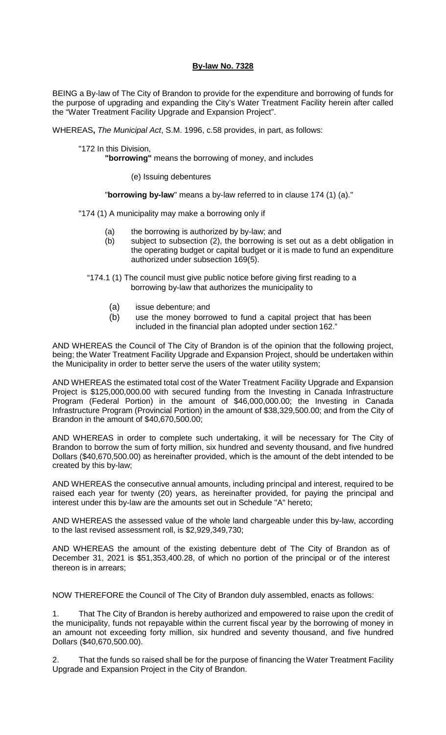# **By-law No. 7328**

BEING a By-law of The City of Brandon to provide for the expenditure and borrowing of funds for the purpose of upgrading and expanding the City's Water Treatment Facility herein after called the "Water Treatment Facility Upgrade and Expansion Project".

WHEREAS**,** *The Municipal Act*, S.M. 1996, c.58 provides, in part, as follows:

> "172 In this Division,
>
> **"borrowing"** means the borrowing of money, and includes
>
> (e) Issuing debentures
>
> "**borrowing by-law**" means a by-law referred to in clause 174 (1) (a)."
>
> "174 (1) A municipality may make a borrowing only if
>
> (a) the borrowing is authorized by by-law; and
>
> (b) subject to subsection (2), the borrowing is set out as a debt obligation in the operating budget or capital budget or it is made to fund an expenditure authorized under subsection 169(5).
>
> "174.1 (1) The council must give public notice before giving first reading to a borrowing by-law that authorizes the municipality to
>
> (a) issue debenture; and
>
> (b) use the money borrowed to fund a capital project that has been included in the financial plan adopted under section 162."

AND WHEREAS the Council of The City of Brandon is of the opinion that the following project, being; the Water Treatment Facility Upgrade and Expansion Project, should be undertaken within the Municipality in order to better serve the users of the water utility system;

AND WHEREAS the estimated total cost of the Water Treatment Facility Upgrade and Expansion Project is $125,000,000.00 with secured funding from the Investing in Canada Infrastructure Program (Federal Portion) in the amount of $46,000,000.00; the Investing in Canada Infrastructure Program (Provincial Portion) in the amount of $38,329,500.00; and from the City of Brandon in the amount of $40,670,500.00;

AND WHEREAS in order to complete such undertaking, it will be necessary for The City of Brandon to borrow the sum of forty million, six hundred and seventy thousand, and five hundred Dollars ($40,670,500.00) as hereinafter provided, which is the amount of the debt intended to be created by this by-law;

AND WHEREAS the consecutive annual amounts, including principal and interest, required to be raised each year for twenty (20) years, as hereinafter provided, for paying the principal and interest under this by-law are the amounts set out in Schedule "A" hereto;

AND WHEREAS the assessed value of the whole land chargeable under this by-law, according to the last revised assessment roll, is $2,929,349,730;

AND WHEREAS the amount of the existing debenture debt of The City of Brandon as of December 31, 2021 is $51,353,400.28, of which no portion of the principal or of the interest thereon is in arrears;

NOW THEREFORE the Council of The City of Brandon duly assembled, enacts as follows:

1. That The City of Brandon is hereby authorized and empowered to raise upon the credit of the municipality, funds not repayable within the current fiscal year by the borrowing of money in an amount not exceeding forty million, six hundred and seventy thousand, and five hundred Dollars ($40,670,500.00).

2. That the funds so raised shall be for the purpose of financing the Water Treatment Facility Upgrade and Expansion Project in the City of Brandon.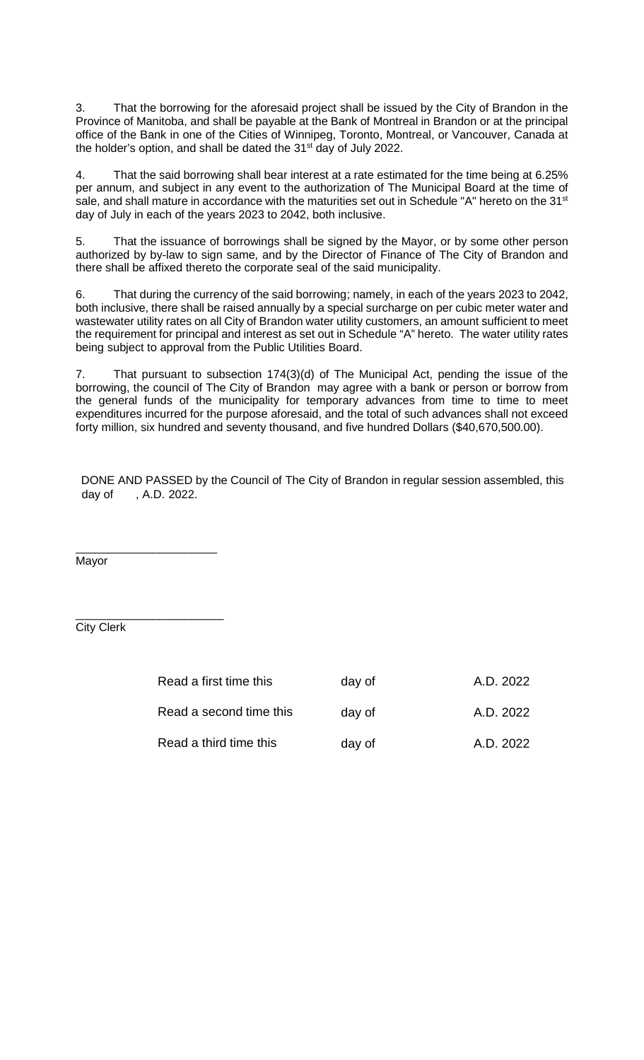3. That the borrowing for the aforesaid project shall be issued by the City of Brandon in the Province of Manitoba, and shall be payable at the Bank of Montreal in Brandon or at the principal office of the Bank in one of the Cities of Winnipeg, Toronto, Montreal, or Vancouver, Canada at the holder's option, and shall be dated the 31st day of July 2022.

4. That the said borrowing shall bear interest at a rate estimated for the time being at 6.25% per annum, and subject in any event to the authorization of The Municipal Board at the time of sale, and shall mature in accordance with the maturities set out in Schedule "A" hereto on the 31st day of July in each of the years 2023 to 2042, both inclusive.

5. That the issuance of borrowings shall be signed by the Mayor, or by some other person authorized by by-law to sign same, and by the Director of Finance of The City of Brandon and there shall be affixed thereto the corporate seal of the said municipality.

6. That during the currency of the said borrowing; namely, in each of the years 2023 to 2042, both inclusive, there shall be raised annually by a special surcharge on per cubic meter water and wastewater utility rates on all City of Brandon water utility customers, an amount sufficient to meet the requirement for principal and interest as set out in Schedule "A" hereto. The water utility rates being subject to approval from the Public Utilities Board.

7. That pursuant to subsection 174(3)(d) of The Municipal Act, pending the issue of the borrowing, the council of The City of Brandon may agree with a bank or person or borrow from the general funds of the municipality for temporary advances from time to time to meet expenditures incurred for the purpose aforesaid, and the total of such advances shall not exceed forty million, six hundred and seventy thousand, and five hundred Dollars ($40,670,500.00).

DONE AND PASSED by the Council of The City of Brandon in regular session assembled, this day of , A.D. 2022.

______________________
Mayor

______________________
City Clerk

| | | |
|---|---|---|
| Read a first time this | day of | A.D. 2022 |
| Read a second time this | day of | A.D. 2022 |
| Read a third time this | day of | A.D. 2022 |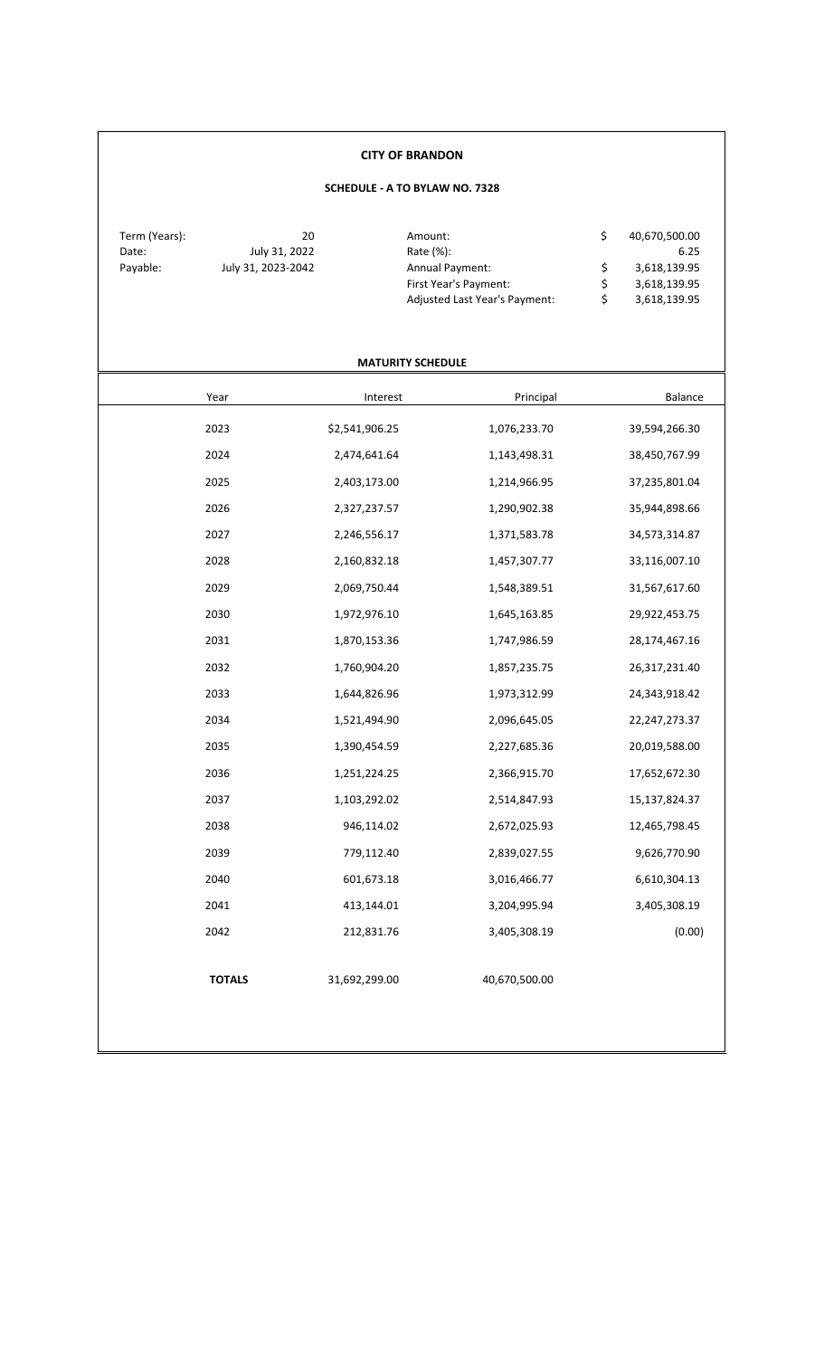# CITY OF BRANDON

## SCHEDULE - A TO BYLAW NO. 7328

| | | | |
|---|---|---|---|
| Term (Years): | 20 | Amount: | $ 40,670,500.00 |
| Date: | July 31, 2022 | Rate (%): | 6.25 |
| Payable: | July 31, 2023-2042 | Annual Payment: | $ 3,618,139.95 |
| | | First Year's Payment: | $ 3,618,139.95 |
| | | Adjusted Last Year's Payment: | $ 3,618,139.95 |

### MATURITY SCHEDULE

| Year | Interest | Principal | Balance |
|---|---|---|---|
| 2023 | $2,541,906.25 | 1,076,233.70 | 39,594,266.30 |
| 2024 | 2,474,641.64 | 1,143,498.31 | 38,450,767.99 |
| 2025 | 2,403,173.00 | 1,214,966.95 | 37,235,801.04 |
| 2026 | 2,327,237.57 | 1,290,902.38 | 35,944,898.66 |
| 2027 | 2,246,556.17 | 1,371,583.78 | 34,573,314.87 |
| 2028 | 2,160,832.18 | 1,457,307.77 | 33,116,007.10 |
| 2029 | 2,069,750.44 | 1,548,389.51 | 31,567,617.60 |
| 2030 | 1,972,976.10 | 1,645,163.85 | 29,922,453.75 |
| 2031 | 1,870,153.36 | 1,747,986.59 | 28,174,467.16 |
| 2032 | 1,760,904.20 | 1,857,235.75 | 26,317,231.40 |
| 2033 | 1,644,826.96 | 1,973,312.99 | 24,343,918.42 |
| 2034 | 1,521,494.90 | 2,096,645.05 | 22,247,273.37 |
| 2035 | 1,390,454.59 | 2,227,685.36 | 20,019,588.00 |
| 2036 | 1,251,224.25 | 2,366,915.70 | 17,652,672.30 |
| 2037 | 1,103,292.02 | 2,514,847.93 | 15,137,824.37 |
| 2038 | 946,114.02 | 2,672,025.93 | 12,465,798.45 |
| 2039 | 779,112.40 | 2,839,027.55 | 9,626,770.90 |
| 2040 | 601,673.18 | 3,016,466.77 | 6,610,304.13 |
| 2041 | 413,144.01 | 3,204,995.94 | 3,405,308.19 |
| 2042 | 212,831.76 | 3,405,308.19 | (0.00) |
| **TOTALS** | 31,692,299.00 | 40,670,500.00 | |